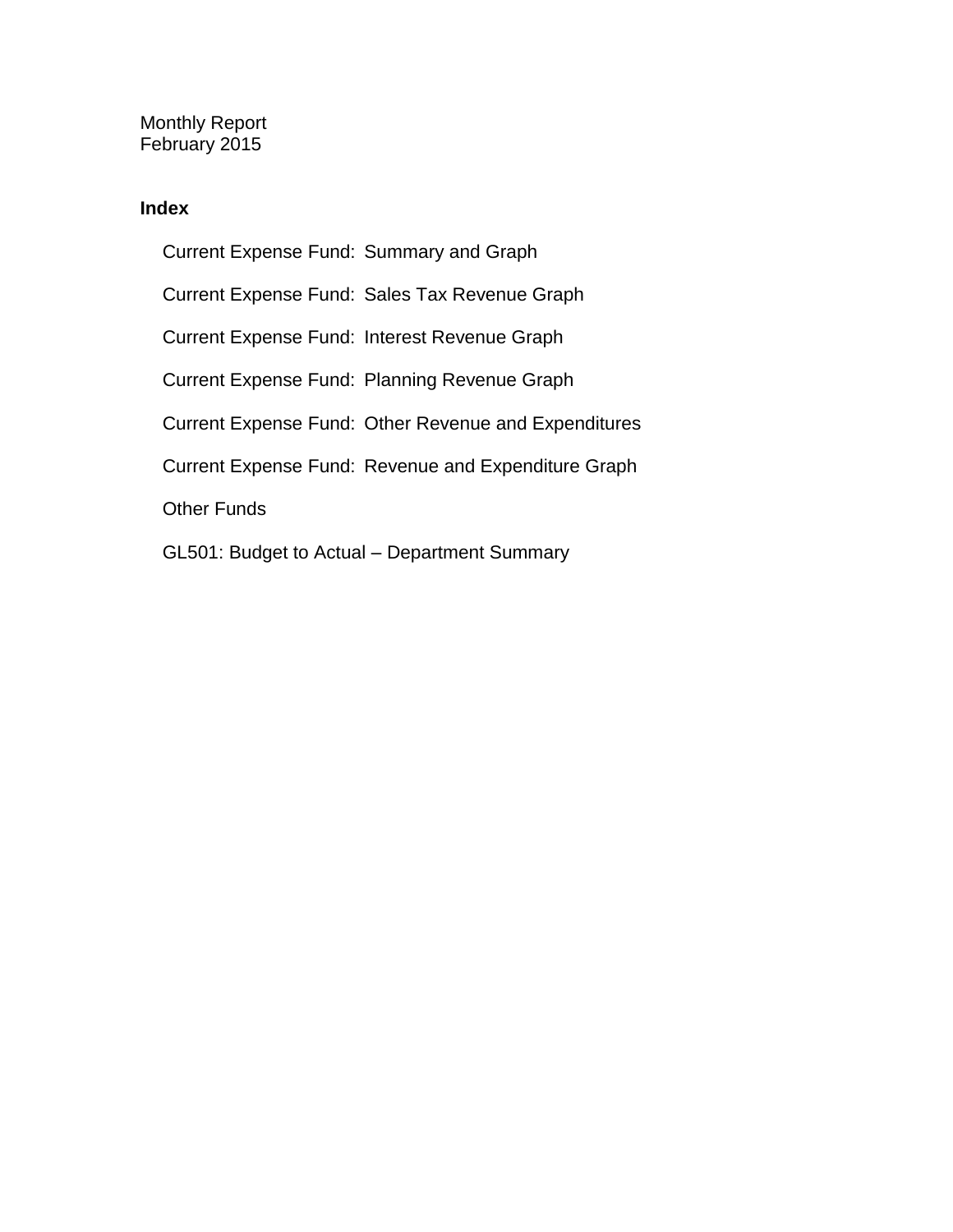Monthly Report
February 2015

**Index**

- Current Expense Fund: Summary and Graph
- Current Expense Fund: Sales Tax Revenue Graph
- Current Expense Fund: Interest Revenue Graph
- Current Expense Fund: Planning Revenue Graph
- Current Expense Fund: Other Revenue and Expenditures
- Current Expense Fund: Revenue and Expenditure Graph
- Other Funds
- GL501: Budget to Actual – Department Summary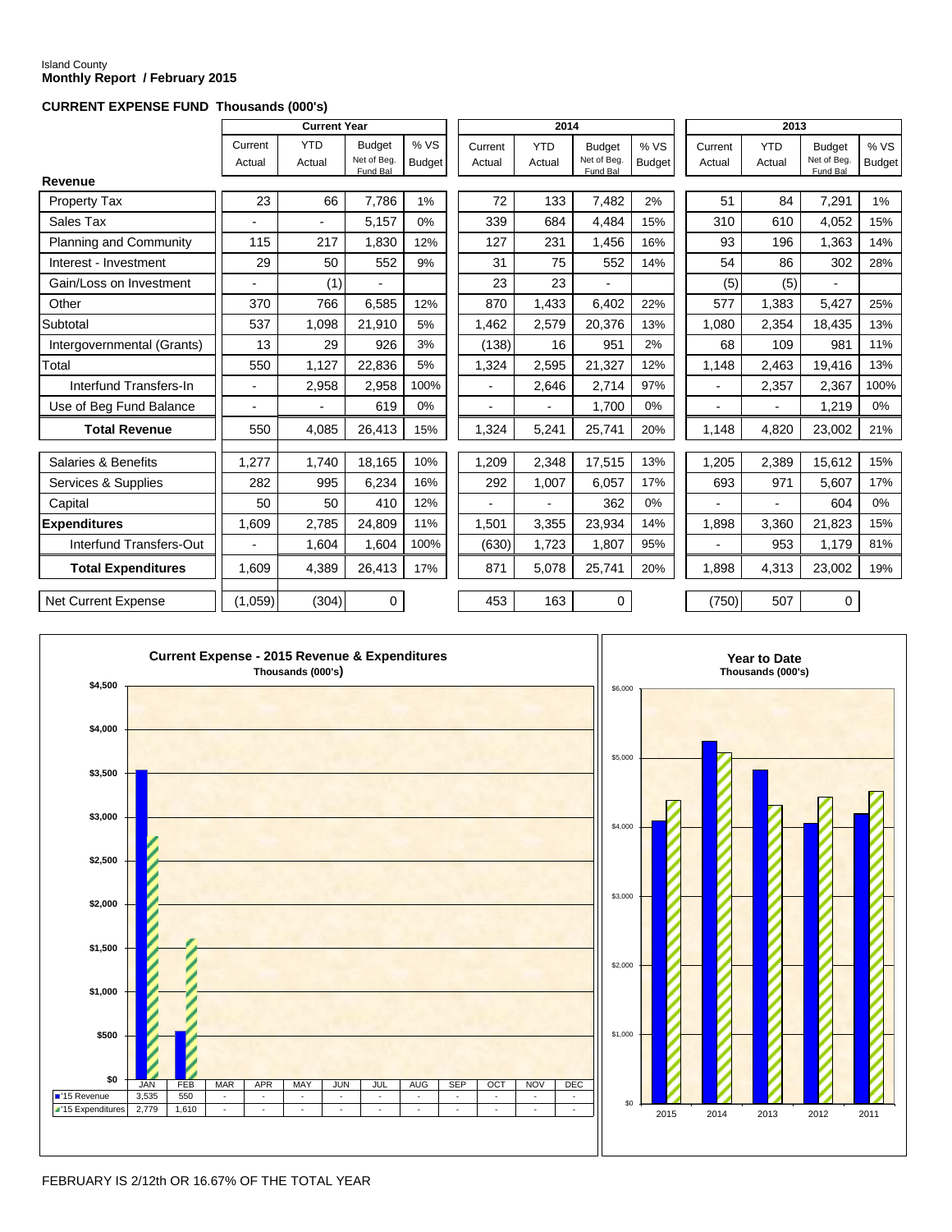Island County
**Monthly Report / February 2015**

**CURRENT EXPENSE FUND Thousands (000's)**

| | Current Year | | | | 2014 | | | | 2013 | | | |
|---|---|---|---|---|---|---|---|---|---|---|---|---|
| | Current Actual | YTD Actual | Budget Net of Beg. Fund Bal | % VS Budget | Current Actual | YTD Actual | Budget Net of Beg. Fund Bal | % VS Budget | Current Actual | YTD Actual | Budget Net of Beg. Fund Bal | % VS Budget |
| **Revenue** | | | | | | | | | | | | |
| Property Tax | 23 | 66 | 7,786 | 1% | 72 | 133 | 7,482 | 2% | 51 | 84 | 7,291 | 1% |
| Sales Tax | - | - | 5,157 | 0% | 339 | 684 | 4,484 | 15% | 310 | 610 | 4,052 | 15% |
| Planning and Community | 115 | 217 | 1,830 | 12% | 127 | 231 | 1,456 | 16% | 93 | 196 | 1,363 | 14% |
| Interest - Investment | 29 | 50 | 552 | 9% | 31 | 75 | 552 | 14% | 54 | 86 | 302 | 28% |
| Gain/Loss on Investment | - | (1) | - | | 23 | 23 | - | | (5) | (5) | - | |
| Other | 370 | 766 | 6,585 | 12% | 870 | 1,433 | 6,402 | 22% | 577 | 1,383 | 5,427 | 25% |
| Subtotal | 537 | 1,098 | 21,910 | 5% | 1,462 | 2,579 | 20,376 | 13% | 1,080 | 2,354 | 18,435 | 13% |
| Intergovernmental (Grants) | 13 | 29 | 926 | 3% | (138) | 16 | 951 | 2% | 68 | 109 | 981 | 11% |
| Total | 550 | 1,127 | 22,836 | 5% | 1,324 | 2,595 | 21,327 | 12% | 1,148 | 2,463 | 19,416 | 13% |
| Interfund Transfers-In | - | 2,958 | 2,958 | 100% | - | 2,646 | 2,714 | 97% | - | 2,357 | 2,367 | 100% |
| Use of Beg Fund Balance | - | - | 619 | 0% | - | - | 1,700 | 0% | - | - | 1,219 | 0% |
| **Total Revenue** | 550 | 4,085 | 26,413 | 15% | 1,324 | 5,241 | 25,741 | 20% | 1,148 | 4,820 | 23,002 | 21% |
| Salaries & Benefits | 1,277 | 1,740 | 18,165 | 10% | 1,209 | 2,348 | 17,515 | 13% | 1,205 | 2,389 | 15,612 | 15% |
| Services & Supplies | 282 | 995 | 6,234 | 16% | 292 | 1,007 | 6,057 | 17% | 693 | 971 | 5,607 | 17% |
| Capital | 50 | 50 | 410 | 12% | - | - | 362 | 0% | - | - | 604 | 0% |
| **Expenditures** | 1,609 | 2,785 | 24,809 | 11% | 1,501 | 3,355 | 23,934 | 14% | 1,898 | 3,360 | 21,823 | 15% |
| Interfund Transfers-Out | - | 1,604 | 1,604 | 100% | (630) | 1,723 | 1,807 | 95% | - | 953 | 1,179 | 81% |
| **Total Expenditures** | 1,609 | 4,389 | 26,413 | 17% | 871 | 5,078 | 25,741 | 20% | 1,898 | 4,313 | 23,002 | 19% |
| Net Current Expense | (1,059) | (304) | 0 | | 453 | 163 | 0 | | (750) | 507 | 0 | |

**Current Expense - 2015 Revenue & Expenditures**
Thousands (000's)

| | JAN | FEB | MAR | APR | MAY | JUN | JUL | AUG | SEP | OCT | NOV | DEC |
|---|---|---|---|---|---|---|---|---|---|---|---|---|
| '15 Revenue | 3,535 | 550 | - | - | - | - | - | - | - | - | - | - |
| '15 Expenditures | 2,779 | 1,610 | - | - | - | - | - | - | - | - | - | - |

**Year to Date**
Thousands (000's)

FEBRUARY IS 2/12th OR 16.67% OF THE TOTAL YEAR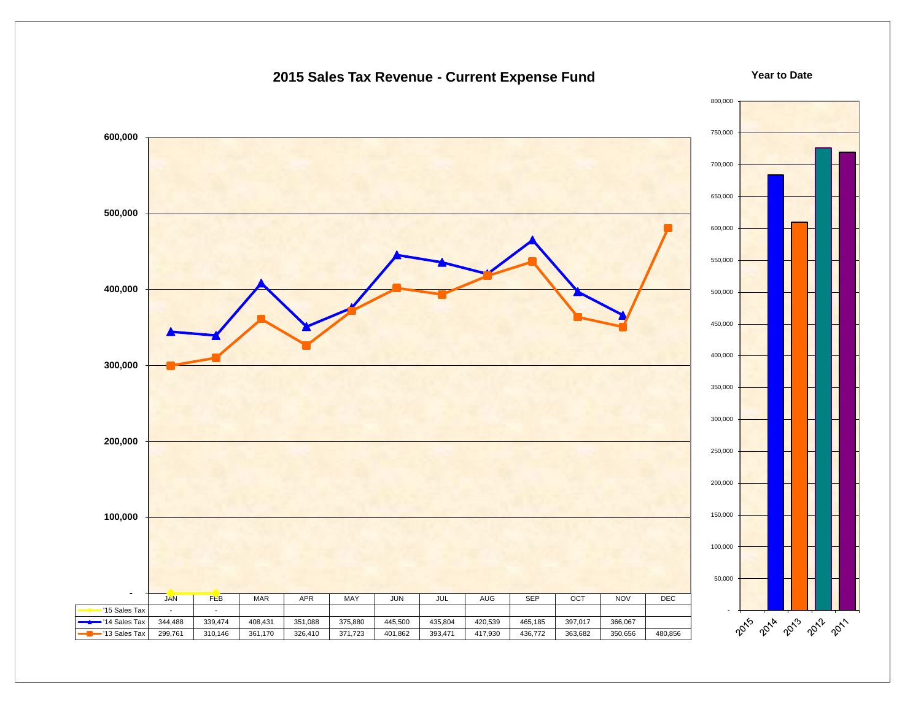## 2015 Sales Tax Revenue - Current Expense Fund

| | JAN | FEB | MAR | APR | MAY | JUN | JUL | AUG | SEP | OCT | NOV | DEC |
|---|---|---|---|---|---|---|---|---|---|---|---|---|
| '15 Sales Tax | - | - | | | | | | | | | | |
| '14 Sales Tax | 344,488 | 339,474 | 408,431 | 351,088 | 375,880 | 445,500 | 435,804 | 420,539 | 465,185 | 397,017 | 366,067 | |
| '13 Sales Tax | 299,761 | 310,146 | 361,170 | 326,410 | 371,723 | 401,862 | 393,471 | 417,930 | 436,772 | 363,682 | 350,656 | 480,856 |

## Year to Date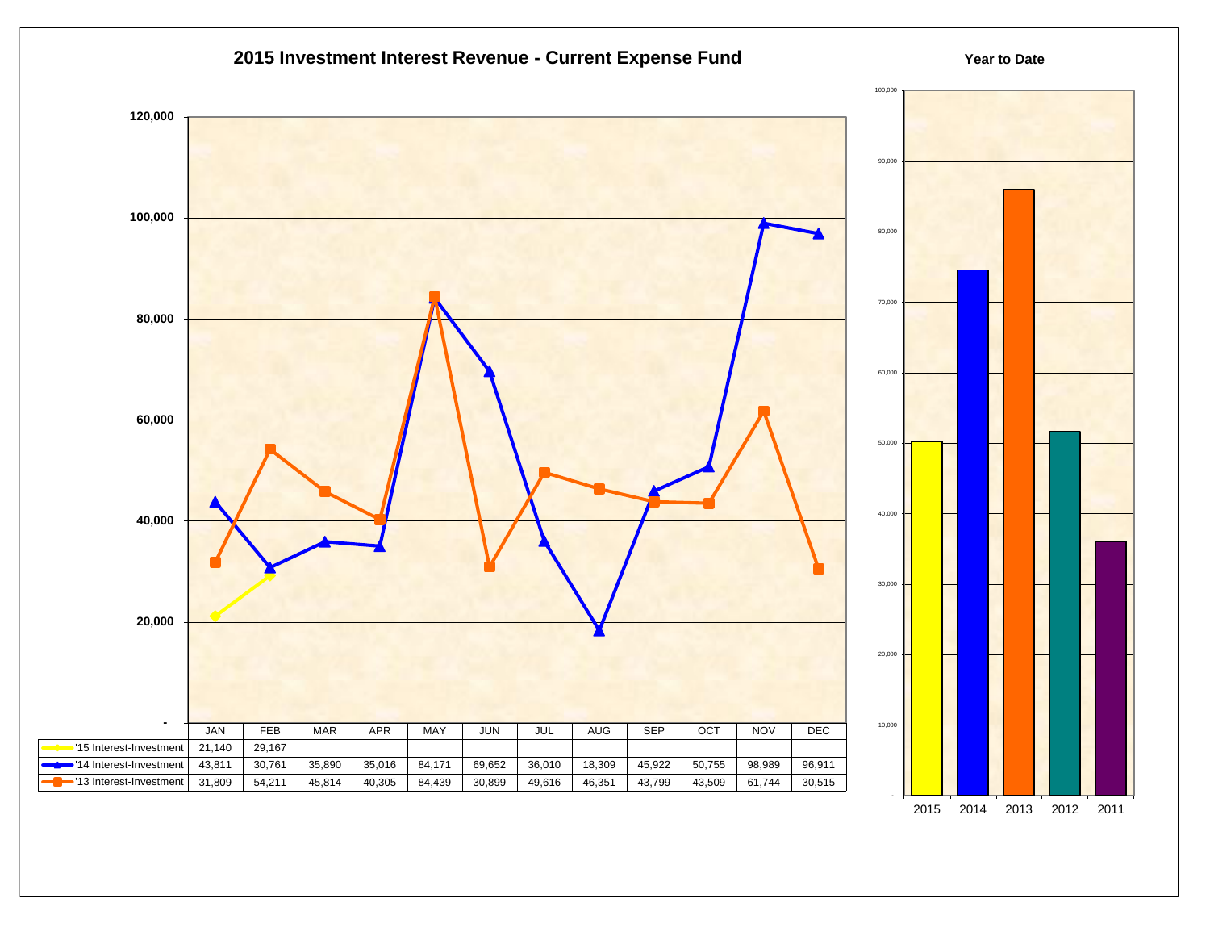# 2015 Investment Interest Revenue - Current Expense Fund

| | JAN | FEB | MAR | APR | MAY | JUN | JUL | AUG | SEP | OCT | NOV | DEC |
|---|---|---|---|---|---|---|---|---|---|---|---|---|
| '15 Interest-Investment | 21,140 | 29,167 | | | | | | | | | | |
| '14 Interest-Investment | 43,811 | 30,761 | 35,890 | 35,016 | 84,171 | 69,652 | 36,010 | 18,309 | 45,922 | 50,755 | 98,989 | 96,911 |
| '13 Interest-Investment | 31,809 | 54,211 | 45,814 | 40,305 | 84,439 | 30,899 | 49,616 | 46,351 | 43,799 | 43,509 | 61,744 | 30,515 |

## Year to Date

2015 | 2014 | 2013 | 2012 | 2011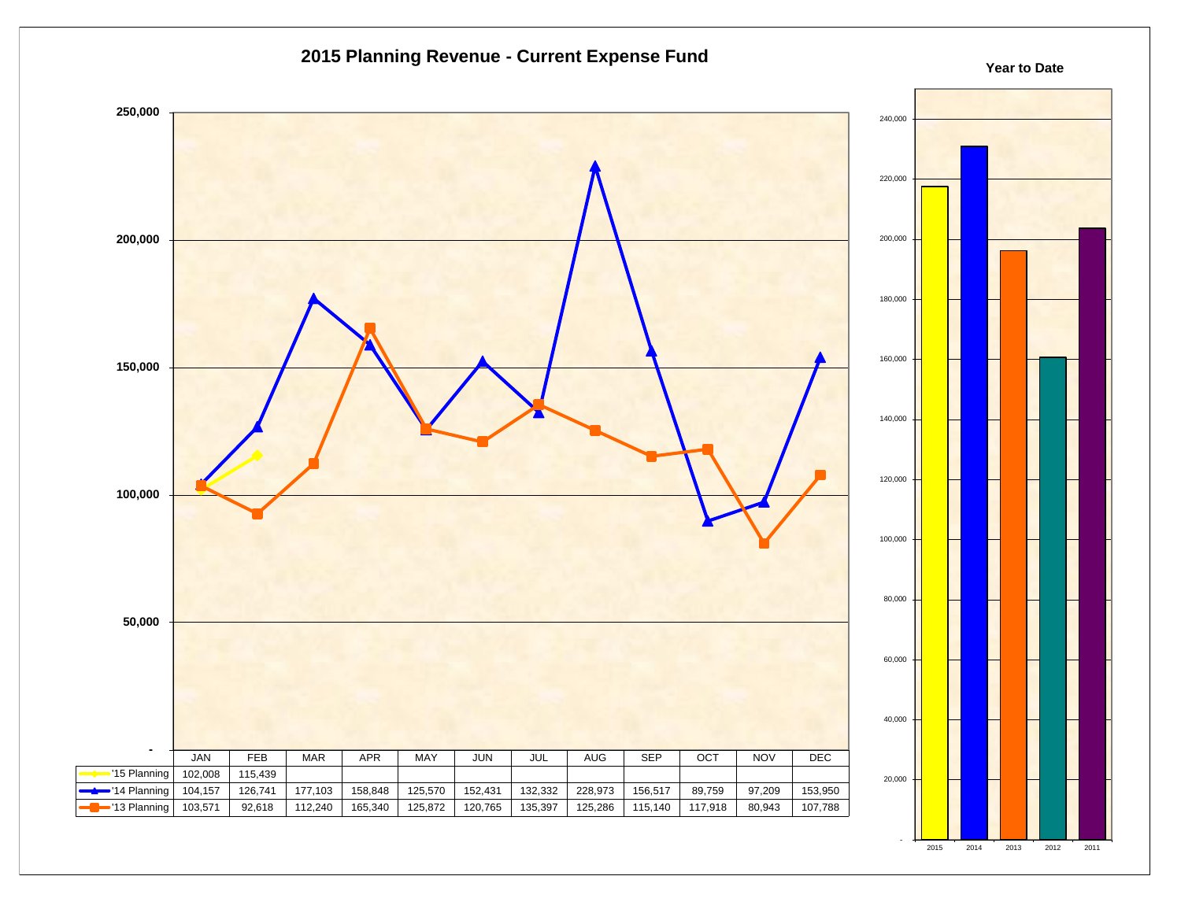# 2015 Planning Revenue - Current Expense Fund

| | JAN | FEB | MAR | APR | MAY | JUN | JUL | AUG | SEP | OCT | NOV | DEC |
|---|---|---|---|---|---|---|---|---|---|---|---|---|
| '15 Planning | 102,008 | 115,439 | | | | | | | | | | |
| '14 Planning | 104,157 | 126,741 | 177,103 | 158,848 | 125,570 | 152,431 | 132,332 | 228,973 | 156,517 | 89,759 | 97,209 | 153,950 |
| '13 Planning | 103,571 | 92,618 | 112,240 | 165,340 | 125,872 | 120,765 | 135,397 | 125,286 | 115,140 | 117,918 | 80,943 | 107,788 |

**Year to Date**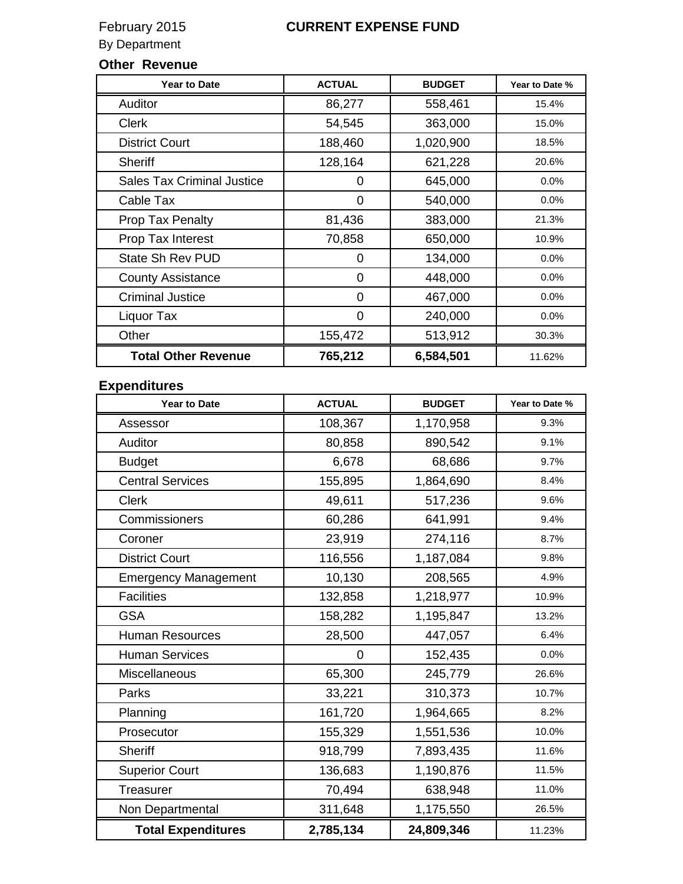February 2015

# CURRENT EXPENSE FUND

By Department

## Other Revenue

| Year to Date | ACTUAL | BUDGET | Year to Date % |
|---|---|---|---|
| Auditor | 86,277 | 558,461 | 15.4% |
| Clerk | 54,545 | 363,000 | 15.0% |
| District Court | 188,460 | 1,020,900 | 18.5% |
| Sheriff | 128,164 | 621,228 | 20.6% |
| Sales Tax Criminal Justice | 0 | 645,000 | 0.0% |
| Cable Tax | 0 | 540,000 | 0.0% |
| Prop Tax Penalty | 81,436 | 383,000 | 21.3% |
| Prop Tax Interest | 70,858 | 650,000 | 10.9% |
| State Sh Rev PUD | 0 | 134,000 | 0.0% |
| County Assistance | 0 | 448,000 | 0.0% |
| Criminal Justice | 0 | 467,000 | 0.0% |
| Liquor Tax | 0 | 240,000 | 0.0% |
| Other | 155,472 | 513,912 | 30.3% |
| **Total Other Revenue** | **765,212** | **6,584,501** | 11.62% |

## Expenditures

| Year to Date | ACTUAL | BUDGET | Year to Date % |
|---|---|---|---|
| Assessor | 108,367 | 1,170,958 | 9.3% |
| Auditor | 80,858 | 890,542 | 9.1% |
| Budget | 6,678 | 68,686 | 9.7% |
| Central Services | 155,895 | 1,864,690 | 8.4% |
| Clerk | 49,611 | 517,236 | 9.6% |
| Commissioners | 60,286 | 641,991 | 9.4% |
| Coroner | 23,919 | 274,116 | 8.7% |
| District Court | 116,556 | 1,187,084 | 9.8% |
| Emergency Management | 10,130 | 208,565 | 4.9% |
| Facilities | 132,858 | 1,218,977 | 10.9% |
| GSA | 158,282 | 1,195,847 | 13.2% |
| Human Resources | 28,500 | 447,057 | 6.4% |
| Human Services | 0 | 152,435 | 0.0% |
| Miscellaneous | 65,300 | 245,779 | 26.6% |
| Parks | 33,221 | 310,373 | 10.7% |
| Planning | 161,720 | 1,964,665 | 8.2% |
| Prosecutor | 155,329 | 1,551,536 | 10.0% |
| Sheriff | 918,799 | 7,893,435 | 11.6% |
| Superior Court | 136,683 | 1,190,876 | 11.5% |
| Treasurer | 70,494 | 638,948 | 11.0% |
| Non Departmental | 311,648 | 1,175,550 | 26.5% |
| **Total Expenditures** | **2,785,134** | **24,809,346** | 11.23% |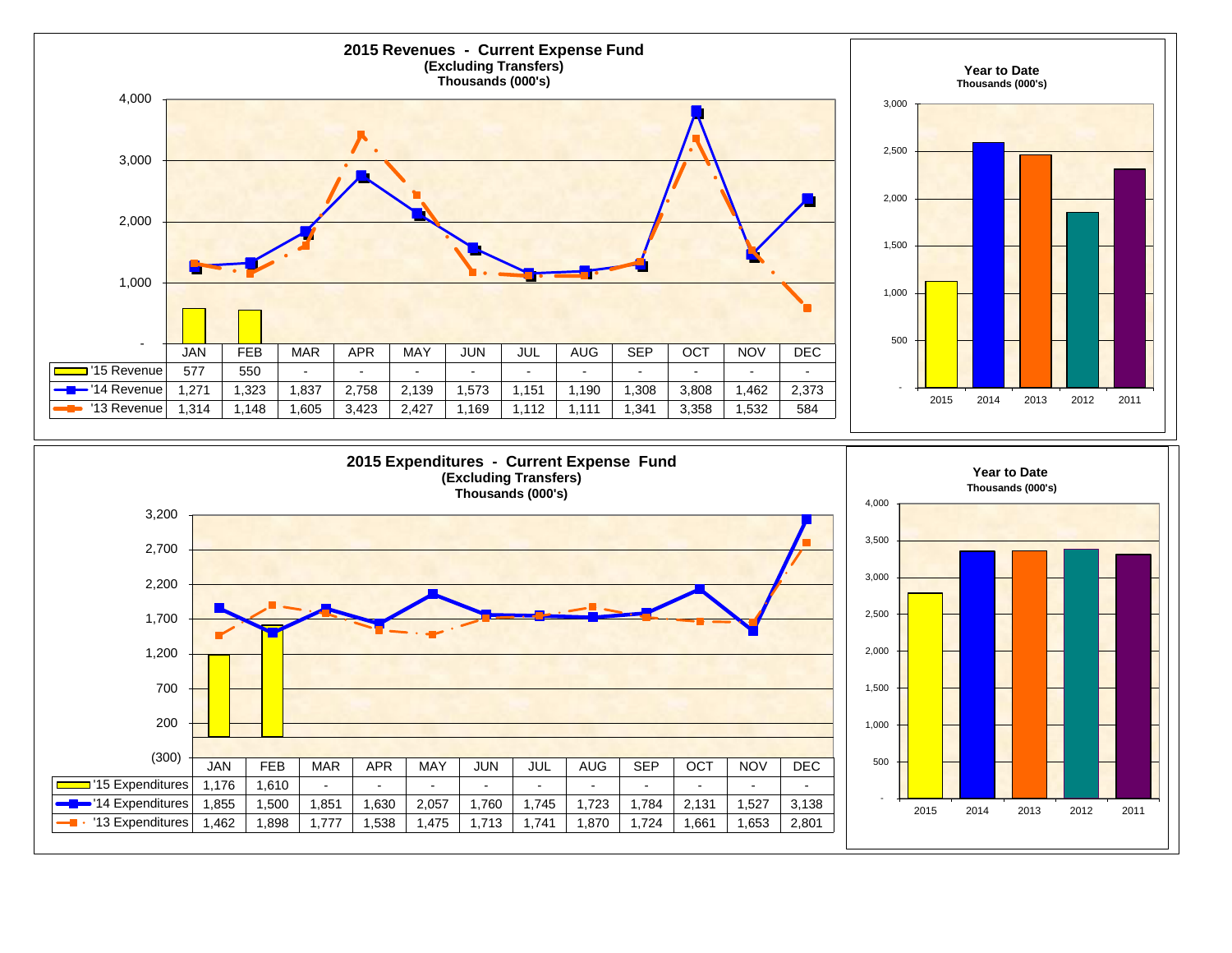## 2015 Revenues - Current Expense Fund
**(Excluding Transfers)**
**Thousands (000's)**

| | JAN | FEB | MAR | APR | MAY | JUN | JUL | AUG | SEP | OCT | NOV | DEC |
|---|---|---|---|---|---|---|---|---|---|---|---|---|
| '15 Revenue | 577 | 550 | - | - | - | - | - | - | - | - | - | - |
| '14 Revenue | 1,271 | 1,323 | 1,837 | 2,758 | 2,139 | 1,573 | 1,151 | 1,190 | 1,308 | 3,808 | 1,462 | 2,373 |
| '13 Revenue | 1,314 | 1,148 | 1,605 | 3,423 | 2,427 | 1,169 | 1,112 | 1,111 | 1,341 | 3,358 | 1,532 | 584 |

### Year to Date
**Thousands (000's)**

## 2015 Expenditures - Current Expense Fund
**(Excluding Transfers)**
**Thousands (000's)**

| | JAN | FEB | MAR | APR | MAY | JUN | JUL | AUG | SEP | OCT | NOV | DEC |
|---|---|---|---|---|---|---|---|---|---|---|---|---|
| '15 Expenditures | 1,176 | 1,610 | - | - | - | - | - | - | - | - | - | - |
| '14 Expenditures | 1,855 | 1,500 | 1,851 | 1,630 | 2,057 | 1,760 | 1,745 | 1,723 | 1,784 | 2,131 | 1,527 | 3,138 |
| '13 Expenditures | 1,462 | 1,898 | 1,777 | 1,538 | 1,475 | 1,713 | 1,741 | 1,870 | 1,724 | 1,661 | 1,653 | 2,801 |

### Year to Date
**Thousands (000's)**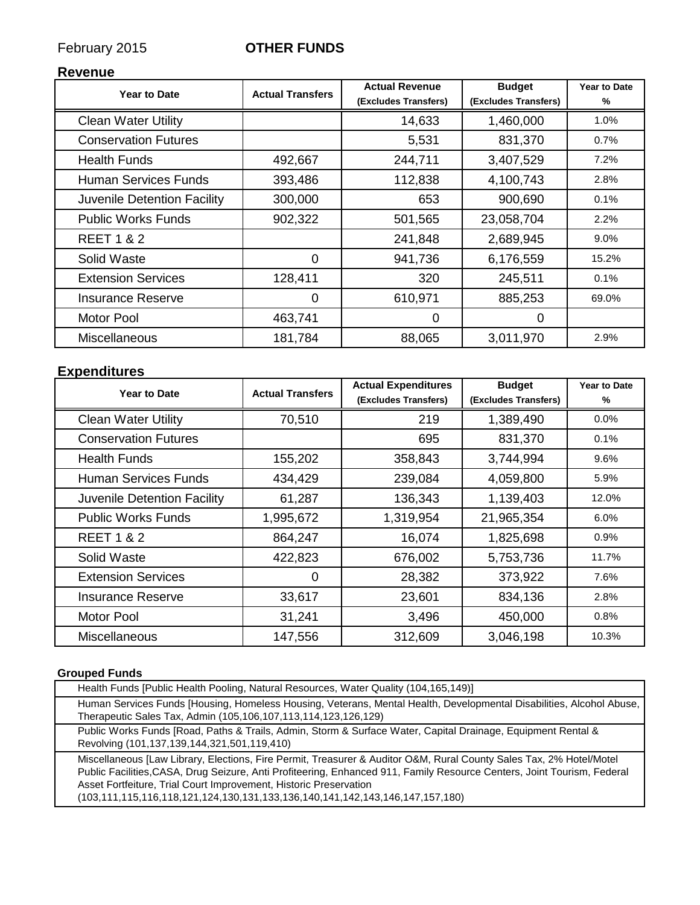February 2015 **OTHER FUNDS**

## Revenue

| Year to Date | Actual Transfers | Actual Revenue (Excludes Transfers) | Budget (Excludes Transfers) | Year to Date % |
|---|---|---|---|---|
| Clean Water Utility | | 14,633 | 1,460,000 | 1.0% |
| Conservation Futures | | 5,531 | 831,370 | 0.7% |
| Health Funds | 492,667 | 244,711 | 3,407,529 | 7.2% |
| Human Services Funds | 393,486 | 112,838 | 4,100,743 | 2.8% |
| Juvenile Detention Facility | 300,000 | 653 | 900,690 | 0.1% |
| Public Works Funds | 902,322 | 501,565 | 23,058,704 | 2.2% |
| REET 1 & 2 | | 241,848 | 2,689,945 | 9.0% |
| Solid Waste | 0 | 941,736 | 6,176,559 | 15.2% |
| Extension Services | 128,411 | 320 | 245,511 | 0.1% |
| Insurance Reserve | 0 | 610,971 | 885,253 | 69.0% |
| Motor Pool | 463,741 | 0 | 0 | |
| Miscellaneous | 181,784 | 88,065 | 3,011,970 | 2.9% |

## Expenditures

| Year to Date | Actual Transfers | Actual Expenditures (Excludes Transfers) | Budget (Excludes Transfers) | Year to Date % |
|---|---|---|---|---|
| Clean Water Utility | 70,510 | 219 | 1,389,490 | 0.0% |
| Conservation Futures | | 695 | 831,370 | 0.1% |
| Health Funds | 155,202 | 358,843 | 3,744,994 | 9.6% |
| Human Services Funds | 434,429 | 239,084 | 4,059,800 | 5.9% |
| Juvenile Detention Facility | 61,287 | 136,343 | 1,139,403 | 12.0% |
| Public Works Funds | 1,995,672 | 1,319,954 | 21,965,354 | 6.0% |
| REET 1 & 2 | 864,247 | 16,074 | 1,825,698 | 0.9% |
| Solid Waste | 422,823 | 676,002 | 5,753,736 | 11.7% |
| Extension Services | 0 | 28,382 | 373,922 | 7.6% |
| Insurance Reserve | 33,617 | 23,601 | 834,136 | 2.8% |
| Motor Pool | 31,241 | 3,496 | 450,000 | 0.8% |
| Miscellaneous | 147,556 | 312,609 | 3,046,198 | 10.3% |

### Grouped Funds

| Grouped Funds |
|---|
| Health Funds [Public Health Pooling, Natural Resources, Water Quality (104,165,149)] |
| Human Services Funds [Housing, Homeless Housing, Veterans, Mental Health, Developmental Disabilities, Alcohol Abuse, Therapeutic Sales Tax, Admin (105,106,107,113,114,123,126,129) |
| Public Works Funds [Road, Paths & Trails, Admin, Storm & Surface Water, Capital Drainage, Equipment Rental & Revolving (101,137,139,144,321,501,119,410) |
| Miscellaneous [Law Library, Elections, Fire Permit, Treasurer & Auditor O&M, Rural County Sales Tax, 2% Hotel/Motel Public Facilities,CASA, Drug Seizure, Anti Profiteering, Enhanced 911, Family Resource Centers, Joint Tourism, Federal Asset Fortfeiture, Trial Court Improvement, Historic Preservation (103,111,115,116,118,121,124,130,131,133,136,140,141,142,143,146,147,157,180) |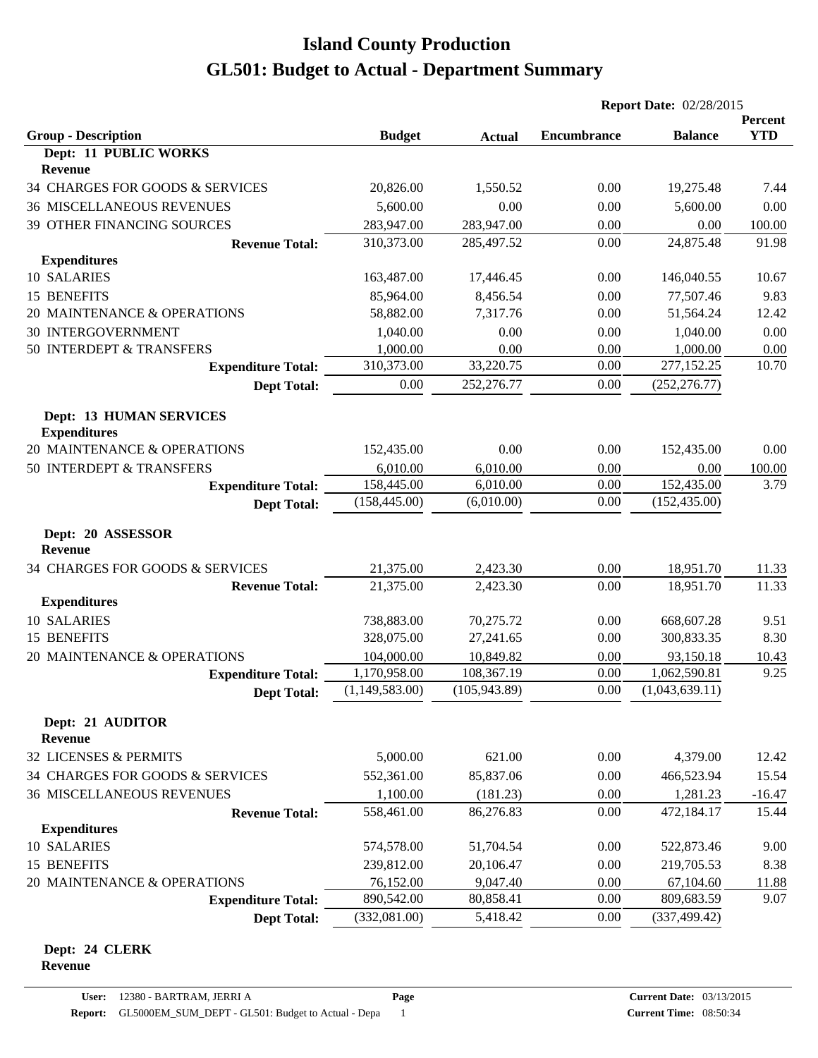# Island County Production
# GL501: Budget to Actual - Department Summary

**Report Date:** 02/28/2015

| Group - Description | Budget | Actual | Encumbrance | Balance | Percent YTD |
|---|---|---|---|---|---|
| **Dept: 11 PUBLIC WORKS** | | | | | |
| **Revenue** | | | | | |
| 34 CHARGES FOR GOODS & SERVICES | 20,826.00 | 1,550.52 | 0.00 | 19,275.48 | 7.44 |
| 36 MISCELLANEOUS REVENUES | 5,600.00 | 0.00 | 0.00 | 5,600.00 | 0.00 |
| 39 OTHER FINANCING SOURCES | 283,947.00 | 283,947.00 | 0.00 | 0.00 | 100.00 |
| **Revenue Total:** | 310,373.00 | 285,497.52 | 0.00 | 24,875.48 | 91.98 |
| **Expenditures** | | | | | |
| 10 SALARIES | 163,487.00 | 17,446.45 | 0.00 | 146,040.55 | 10.67 |
| 15 BENEFITS | 85,964.00 | 8,456.54 | 0.00 | 77,507.46 | 9.83 |
| 20 MAINTENANCE & OPERATIONS | 58,882.00 | 7,317.76 | 0.00 | 51,564.24 | 12.42 |
| 30 INTERGOVERNMENT | 1,040.00 | 0.00 | 0.00 | 1,040.00 | 0.00 |
| 50 INTERDEPT & TRANSFERS | 1,000.00 | 0.00 | 0.00 | 1,000.00 | 0.00 |
| **Expenditure Total:** | 310,373.00 | 33,220.75 | 0.00 | 277,152.25 | 10.70 |
| **Dept Total:** | 0.00 | 252,276.77 | 0.00 | (252,276.77) | |
| **Dept: 13 HUMAN SERVICES** | | | | | |
| **Expenditures** | | | | | |
| 20 MAINTENANCE & OPERATIONS | 152,435.00 | 0.00 | 0.00 | 152,435.00 | 0.00 |
| 50 INTERDEPT & TRANSFERS | 6,010.00 | 6,010.00 | 0.00 | 0.00 | 100.00 |
| **Expenditure Total:** | 158,445.00 | 6,010.00 | 0.00 | 152,435.00 | 3.79 |
| **Dept Total:** | (158,445.00) | (6,010.00) | 0.00 | (152,435.00) | |
| **Dept: 20 ASSESSOR** | | | | | |
| **Revenue** | | | | | |
| 34 CHARGES FOR GOODS & SERVICES | 21,375.00 | 2,423.30 | 0.00 | 18,951.70 | 11.33 |
| **Revenue Total:** | 21,375.00 | 2,423.30 | 0.00 | 18,951.70 | 11.33 |
| **Expenditures** | | | | | |
| 10 SALARIES | 738,883.00 | 70,275.72 | 0.00 | 668,607.28 | 9.51 |
| 15 BENEFITS | 328,075.00 | 27,241.65 | 0.00 | 300,833.35 | 8.30 |
| 20 MAINTENANCE & OPERATIONS | 104,000.00 | 10,849.82 | 0.00 | 93,150.18 | 10.43 |
| **Expenditure Total:** | 1,170,958.00 | 108,367.19 | 0.00 | 1,062,590.81 | 9.25 |
| **Dept Total:** | (1,149,583.00) | (105,943.89) | 0.00 | (1,043,639.11) | |
| **Dept: 21 AUDITOR** | | | | | |
| **Revenue** | | | | | |
| 32 LICENSES & PERMITS | 5,000.00 | 621.00 | 0.00 | 4,379.00 | 12.42 |
| 34 CHARGES FOR GOODS & SERVICES | 552,361.00 | 85,837.06 | 0.00 | 466,523.94 | 15.54 |
| 36 MISCELLANEOUS REVENUES | 1,100.00 | (181.23) | 0.00 | 1,281.23 | -16.47 |
| **Revenue Total:** | 558,461.00 | 86,276.83 | 0.00 | 472,184.17 | 15.44 |
| **Expenditures** | | | | | |
| 10 SALARIES | 574,578.00 | 51,704.54 | 0.00 | 522,873.46 | 9.00 |
| 15 BENEFITS | 239,812.00 | 20,106.47 | 0.00 | 219,705.53 | 8.38 |
| 20 MAINTENANCE & OPERATIONS | 76,152.00 | 9,047.40 | 0.00 | 67,104.60 | 11.88 |
| **Expenditure Total:** | 890,542.00 | 80,858.41 | 0.00 | 809,683.59 | 9.07 |
| **Dept Total:** | (332,081.00) | 5,418.42 | 0.00 | (337,499.42) | |
| **Dept: 24 CLERK** | | | | | |
| **Revenue** | | | | | |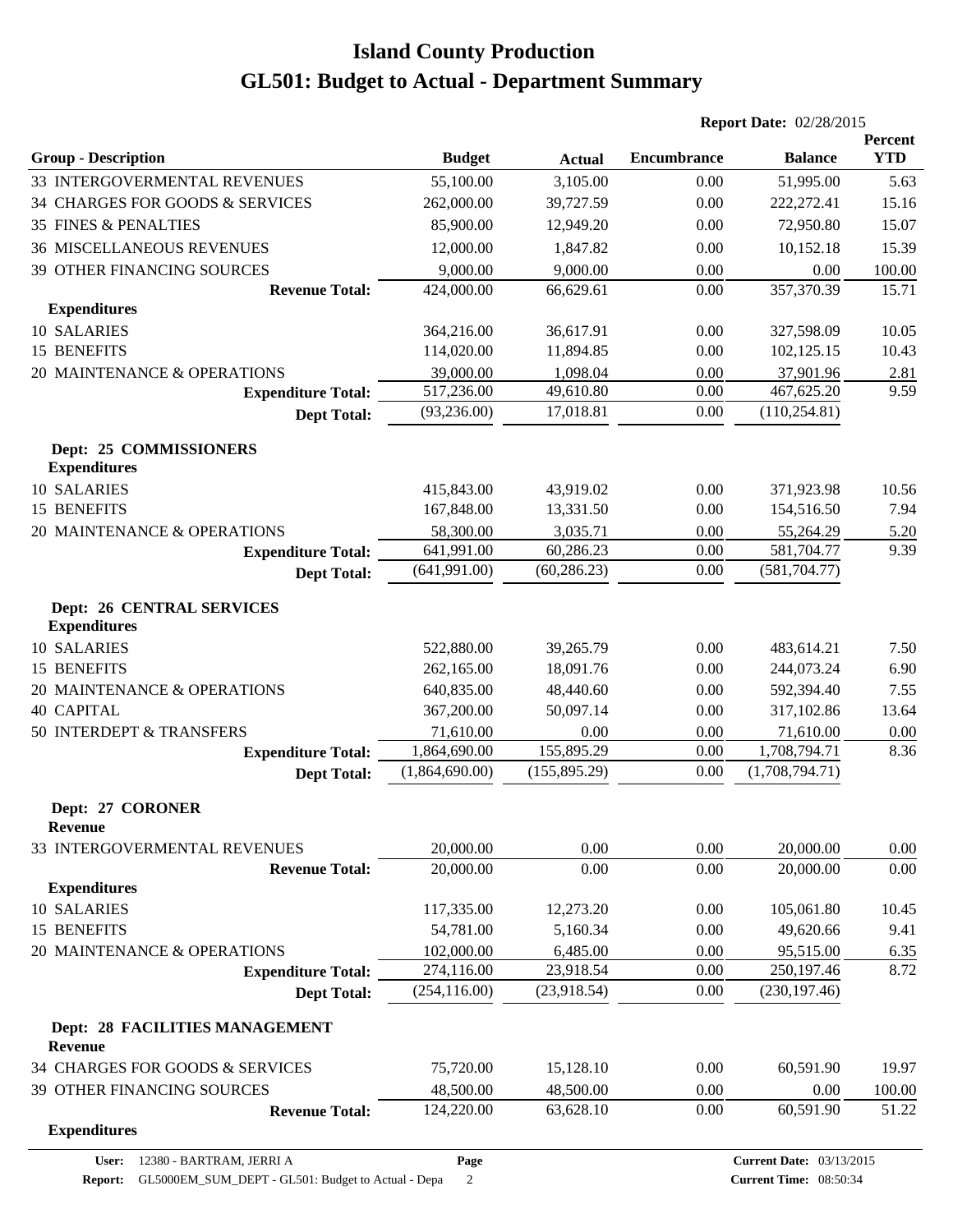# Island County Production
# GL501: Budget to Actual - Department Summary

**Report Date:** 02/28/2015

| Group - Description | Budget | Actual | Encumbrance | Balance | Percent YTD |
|---|---|---|---|---|---|
| 33 INTERGOVERMENTAL REVENUES | 55,100.00 | 3,105.00 | 0.00 | 51,995.00 | 5.63 |
| 34 CHARGES FOR GOODS & SERVICES | 262,000.00 | 39,727.59 | 0.00 | 222,272.41 | 15.16 |
| 35 FINES & PENALTIES | 85,900.00 | 12,949.20 | 0.00 | 72,950.80 | 15.07 |
| 36 MISCELLANEOUS REVENUES | 12,000.00 | 1,847.82 | 0.00 | 10,152.18 | 15.39 |
| 39 OTHER FINANCING SOURCES | 9,000.00 | 9,000.00 | 0.00 | 0.00 | 100.00 |
| **Revenue Total:** | 424,000.00 | 66,629.61 | 0.00 | 357,370.39 | 15.71 |
| **Expenditures** | | | | | |
| 10 SALARIES | 364,216.00 | 36,617.91 | 0.00 | 327,598.09 | 10.05 |
| 15 BENEFITS | 114,020.00 | 11,894.85 | 0.00 | 102,125.15 | 10.43 |
| 20 MAINTENANCE & OPERATIONS | 39,000.00 | 1,098.04 | 0.00 | 37,901.96 | 2.81 |
| **Expenditure Total:** | 517,236.00 | 49,610.80 | 0.00 | 467,625.20 | 9.59 |
| **Dept Total:** | (93,236.00) | 17,018.81 | 0.00 | (110,254.81) | |

**Dept: 25 COMMISSIONERS**

| Group - Description | Budget | Actual | Encumbrance | Balance | Percent YTD |
|---|---|---|---|---|---|
| **Expenditures** | | | | | |
| 10 SALARIES | 415,843.00 | 43,919.02 | 0.00 | 371,923.98 | 10.56 |
| 15 BENEFITS | 167,848.00 | 13,331.50 | 0.00 | 154,516.50 | 7.94 |
| 20 MAINTENANCE & OPERATIONS | 58,300.00 | 3,035.71 | 0.00 | 55,264.29 | 5.20 |
| **Expenditure Total:** | 641,991.00 | 60,286.23 | 0.00 | 581,704.77 | 9.39 |
| **Dept Total:** | (641,991.00) | (60,286.23) | 0.00 | (581,704.77) | |

**Dept: 26 CENTRAL SERVICES**

| Group - Description | Budget | Actual | Encumbrance | Balance | Percent YTD |
|---|---|---|---|---|---|
| **Expenditures** | | | | | |
| 10 SALARIES | 522,880.00 | 39,265.79 | 0.00 | 483,614.21 | 7.50 |
| 15 BENEFITS | 262,165.00 | 18,091.76 | 0.00 | 244,073.24 | 6.90 |
| 20 MAINTENANCE & OPERATIONS | 640,835.00 | 48,440.60 | 0.00 | 592,394.40 | 7.55 |
| 40 CAPITAL | 367,200.00 | 50,097.14 | 0.00 | 317,102.86 | 13.64 |
| 50 INTERDEPT & TRANSFERS | 71,610.00 | 0.00 | 0.00 | 71,610.00 | 0.00 |
| **Expenditure Total:** | 1,864,690.00 | 155,895.29 | 0.00 | 1,708,794.71 | 8.36 |
| **Dept Total:** | (1,864,690.00) | (155,895.29) | 0.00 | (1,708,794.71) | |

**Dept: 27 CORONER**

| Group - Description | Budget | Actual | Encumbrance | Balance | Percent YTD |
|---|---|---|---|---|---|
| **Revenue** | | | | | |
| 33 INTERGOVERMENTAL REVENUES | 20,000.00 | 0.00 | 0.00 | 20,000.00 | 0.00 |
| **Revenue Total:** | 20,000.00 | 0.00 | 0.00 | 20,000.00 | 0.00 |
| **Expenditures** | | | | | |
| 10 SALARIES | 117,335.00 | 12,273.20 | 0.00 | 105,061.80 | 10.45 |
| 15 BENEFITS | 54,781.00 | 5,160.34 | 0.00 | 49,620.66 | 9.41 |
| 20 MAINTENANCE & OPERATIONS | 102,000.00 | 6,485.00 | 0.00 | 95,515.00 | 6.35 |
| **Expenditure Total:** | 274,116.00 | 23,918.54 | 0.00 | 250,197.46 | 8.72 |
| **Dept Total:** | (254,116.00) | (23,918.54) | 0.00 | (230,197.46) | |

**Dept: 28 FACILITIES MANAGEMENT**

| Group - Description | Budget | Actual | Encumbrance | Balance | Percent YTD |
|---|---|---|---|---|---|
| **Revenue** | | | | | |
| 34 CHARGES FOR GOODS & SERVICES | 75,720.00 | 15,128.10 | 0.00 | 60,591.90 | 19.97 |
| 39 OTHER FINANCING SOURCES | 48,500.00 | 48,500.00 | 0.00 | 0.00 | 100.00 |
| **Revenue Total:** | 124,220.00 | 63,628.10 | 0.00 | 60,591.90 | 51.22 |
| **Expenditures** | | | | | |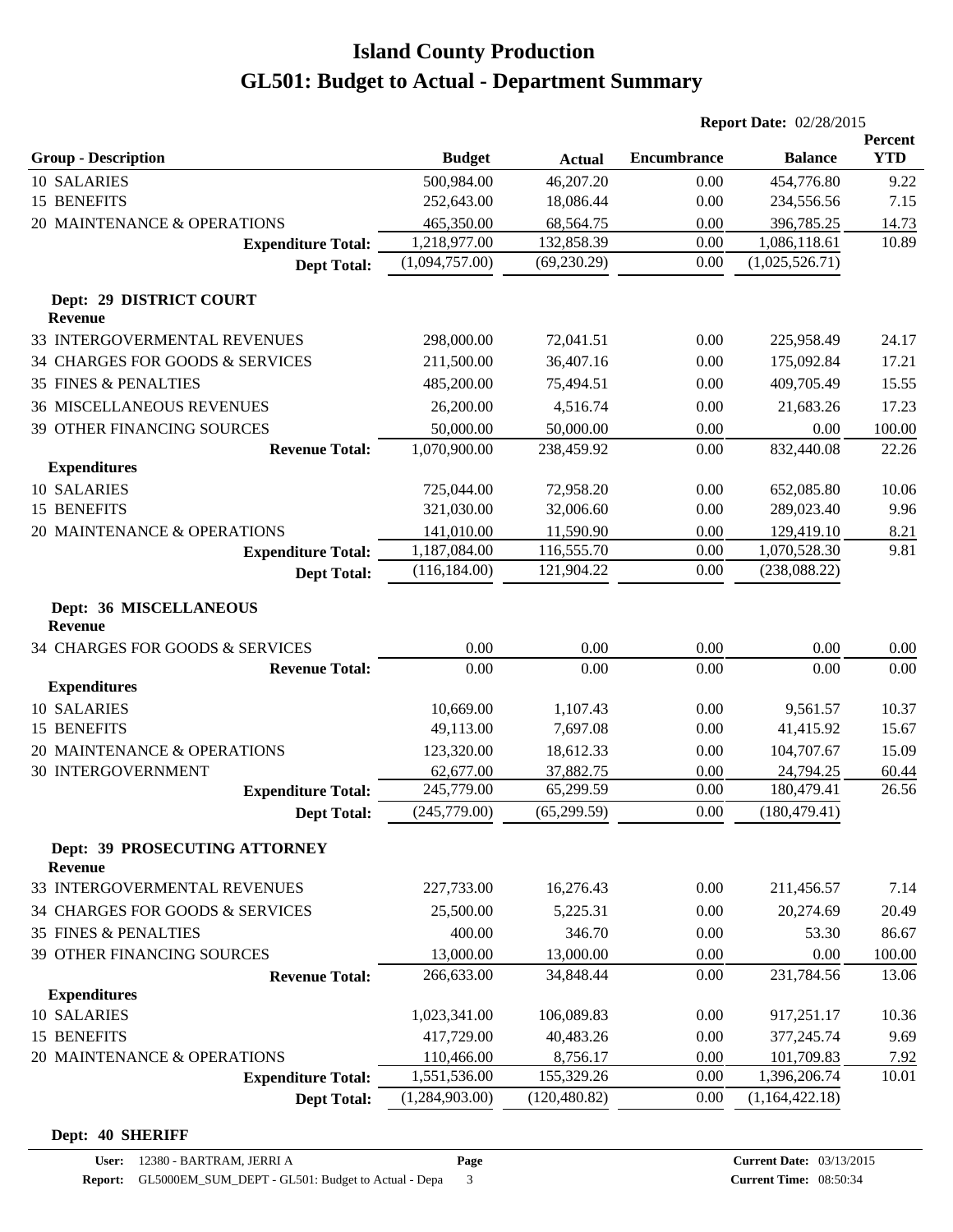# Island County Production
# GL501: Budget to Actual - Department Summary

**Report Date:** 02/28/2015

| Group - Description | Budget | Actual | Encumbrance | Balance | Percent YTD |
|---|---|---|---|---|---|
| 10 SALARIES | 500,984.00 | 46,207.20 | 0.00 | 454,776.80 | 9.22 |
| 15 BENEFITS | 252,643.00 | 18,086.44 | 0.00 | 234,556.56 | 7.15 |
| 20 MAINTENANCE & OPERATIONS | 465,350.00 | 68,564.75 | 0.00 | 396,785.25 | 14.73 |
| **Expenditure Total:** | 1,218,977.00 | 132,858.39 | 0.00 | 1,086,118.61 | 10.89 |
| **Dept Total:** | (1,094,757.00) | (69,230.29) | 0.00 | (1,025,526.71) | |
| **Dept: 29 DISTRICT COURT** | | | | | |
| **Revenue** | | | | | |
| 33 INTERGOVERMENTAL REVENUES | 298,000.00 | 72,041.51 | 0.00 | 225,958.49 | 24.17 |
| 34 CHARGES FOR GOODS & SERVICES | 211,500.00 | 36,407.16 | 0.00 | 175,092.84 | 17.21 |
| 35 FINES & PENALTIES | 485,200.00 | 75,494.51 | 0.00 | 409,705.49 | 15.55 |
| 36 MISCELLANEOUS REVENUES | 26,200.00 | 4,516.74 | 0.00 | 21,683.26 | 17.23 |
| 39 OTHER FINANCING SOURCES | 50,000.00 | 50,000.00 | 0.00 | 0.00 | 100.00 |
| **Revenue Total:** | 1,070,900.00 | 238,459.92 | 0.00 | 832,440.08 | 22.26 |
| **Expenditures** | | | | | |
| 10 SALARIES | 725,044.00 | 72,958.20 | 0.00 | 652,085.80 | 10.06 |
| 15 BENEFITS | 321,030.00 | 32,006.60 | 0.00 | 289,023.40 | 9.96 |
| 20 MAINTENANCE & OPERATIONS | 141,010.00 | 11,590.90 | 0.00 | 129,419.10 | 8.21 |
| **Expenditure Total:** | 1,187,084.00 | 116,555.70 | 0.00 | 1,070,528.30 | 9.81 |
| **Dept Total:** | (116,184.00) | 121,904.22 | 0.00 | (238,088.22) | |
| **Dept: 36 MISCELLANEOUS** | | | | | |
| **Revenue** | | | | | |
| 34 CHARGES FOR GOODS & SERVICES | 0.00 | 0.00 | 0.00 | 0.00 | 0.00 |
| **Revenue Total:** | 0.00 | 0.00 | 0.00 | 0.00 | 0.00 |
| **Expenditures** | | | | | |
| 10 SALARIES | 10,669.00 | 1,107.43 | 0.00 | 9,561.57 | 10.37 |
| 15 BENEFITS | 49,113.00 | 7,697.08 | 0.00 | 41,415.92 | 15.67 |
| 20 MAINTENANCE & OPERATIONS | 123,320.00 | 18,612.33 | 0.00 | 104,707.67 | 15.09 |
| 30 INTERGOVERNMENT | 62,677.00 | 37,882.75 | 0.00 | 24,794.25 | 60.44 |
| **Expenditure Total:** | 245,779.00 | 65,299.59 | 0.00 | 180,479.41 | 26.56 |
| **Dept Total:** | (245,779.00) | (65,299.59) | 0.00 | (180,479.41) | |
| **Dept: 39 PROSECUTING ATTORNEY** | | | | | |
| **Revenue** | | | | | |
| 33 INTERGOVERMENTAL REVENUES | 227,733.00 | 16,276.43 | 0.00 | 211,456.57 | 7.14 |
| 34 CHARGES FOR GOODS & SERVICES | 25,500.00 | 5,225.31 | 0.00 | 20,274.69 | 20.49 |
| 35 FINES & PENALTIES | 400.00 | 346.70 | 0.00 | 53.30 | 86.67 |
| 39 OTHER FINANCING SOURCES | 13,000.00 | 13,000.00 | 0.00 | 0.00 | 100.00 |
| **Revenue Total:** | 266,633.00 | 34,848.44 | 0.00 | 231,784.56 | 13.06 |
| **Expenditures** | | | | | |
| 10 SALARIES | 1,023,341.00 | 106,089.83 | 0.00 | 917,251.17 | 10.36 |
| 15 BENEFITS | 417,729.00 | 40,483.26 | 0.00 | 377,245.74 | 9.69 |
| 20 MAINTENANCE & OPERATIONS | 110,466.00 | 8,756.17 | 0.00 | 101,709.83 | 7.92 |
| **Expenditure Total:** | 1,551,536.00 | 155,329.26 | 0.00 | 1,396,206.74 | 10.01 |
| **Dept Total:** | (1,284,903.00) | (120,480.82) | 0.00 | (1,164,422.18) | |

**Dept: 40 SHERIFF**

**User:** 12380 - BARTRAM, JERRI A
**Report:** GL5000EM_SUM_DEPT - GL501: Budget to Actual - Depa
**Current Date:** 03/13/2015
**Current Time:** 08:50:34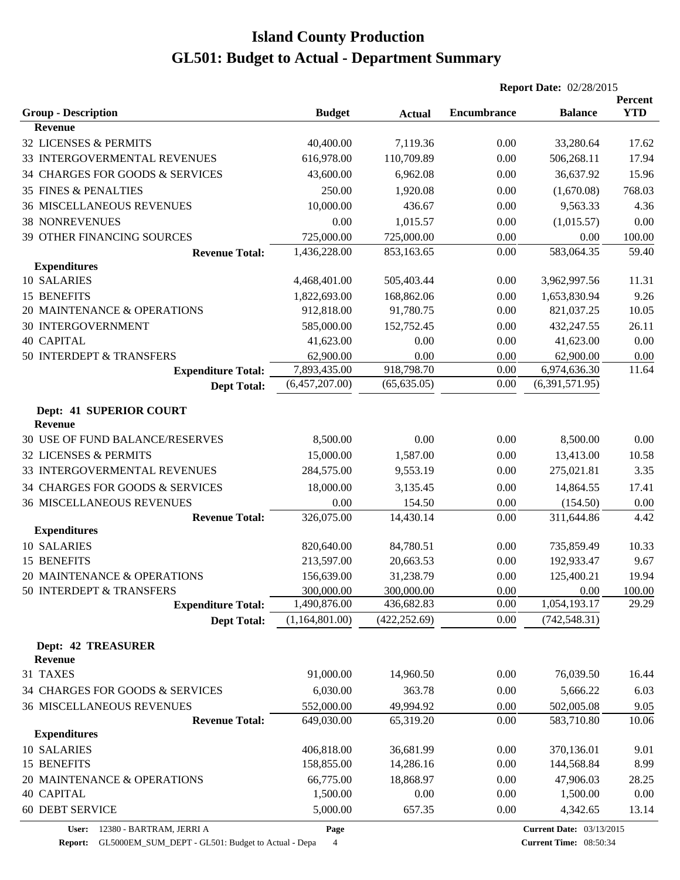# Island County Production

## GL501: Budget to Actual - Department Summary

**Report Date:** 02/28/2015

| Group - Description | Budget | Actual | Encumbrance | Balance | Percent YTD |
|---|---|---|---|---|---|
| **Revenue** | | | | | |
| 32 LICENSES & PERMITS | 40,400.00 | 7,119.36 | 0.00 | 33,280.64 | 17.62 |
| 33 INTERGOVERMENTAL REVENUES | 616,978.00 | 110,709.89 | 0.00 | 506,268.11 | 17.94 |
| 34 CHARGES FOR GOODS & SERVICES | 43,600.00 | 6,962.08 | 0.00 | 36,637.92 | 15.96 |
| 35 FINES & PENALTIES | 250.00 | 1,920.08 | 0.00 | (1,670.08) | 768.03 |
| 36 MISCELLANEOUS REVENUES | 10,000.00 | 436.67 | 0.00 | 9,563.33 | 4.36 |
| 38 NONREVENUES | 0.00 | 1,015.57 | 0.00 | (1,015.57) | 0.00 |
| 39 OTHER FINANCING SOURCES | 725,000.00 | 725,000.00 | 0.00 | 0.00 | 100.00 |
| **Revenue Total:** | 1,436,228.00 | 853,163.65 | 0.00 | 583,064.35 | 59.40 |
| **Expenditures** | | | | | |
| 10 SALARIES | 4,468,401.00 | 505,403.44 | 0.00 | 3,962,997.56 | 11.31 |
| 15 BENEFITS | 1,822,693.00 | 168,862.06 | 0.00 | 1,653,830.94 | 9.26 |
| 20 MAINTENANCE & OPERATIONS | 912,818.00 | 91,780.75 | 0.00 | 821,037.25 | 10.05 |
| 30 INTERGOVERNMENT | 585,000.00 | 152,752.45 | 0.00 | 432,247.55 | 26.11 |
| 40 CAPITAL | 41,623.00 | 0.00 | 0.00 | 41,623.00 | 0.00 |
| 50 INTERDEPT & TRANSFERS | 62,900.00 | 0.00 | 0.00 | 62,900.00 | 0.00 |
| **Expenditure Total:** | 7,893,435.00 | 918,798.70 | 0.00 | 6,974,636.30 | 11.64 |
| **Dept Total:** | (6,457,207.00) | (65,635.05) | 0.00 | (6,391,571.95) | |

### Dept: 41 SUPERIOR COURT

| Group - Description | Budget | Actual | Encumbrance | Balance | Percent YTD |
|---|---|---|---|---|---|
| **Revenue** | | | | | |
| 30 USE OF FUND BALANCE/RESERVES | 8,500.00 | 0.00 | 0.00 | 8,500.00 | 0.00 |
| 32 LICENSES & PERMITS | 15,000.00 | 1,587.00 | 0.00 | 13,413.00 | 10.58 |
| 33 INTERGOVERMENTAL REVENUES | 284,575.00 | 9,553.19 | 0.00 | 275,021.81 | 3.35 |
| 34 CHARGES FOR GOODS & SERVICES | 18,000.00 | 3,135.45 | 0.00 | 14,864.55 | 17.41 |
| 36 MISCELLANEOUS REVENUES | 0.00 | 154.50 | 0.00 | (154.50) | 0.00 |
| **Revenue Total:** | 326,075.00 | 14,430.14 | 0.00 | 311,644.86 | 4.42 |
| **Expenditures** | | | | | |
| 10 SALARIES | 820,640.00 | 84,780.51 | 0.00 | 735,859.49 | 10.33 |
| 15 BENEFITS | 213,597.00 | 20,663.53 | 0.00 | 192,933.47 | 9.67 |
| 20 MAINTENANCE & OPERATIONS | 156,639.00 | 31,238.79 | 0.00 | 125,400.21 | 19.94 |
| 50 INTERDEPT & TRANSFERS | 300,000.00 | 300,000.00 | 0.00 | 0.00 | 100.00 |
| **Expenditure Total:** | 1,490,876.00 | 436,682.83 | 0.00 | 1,054,193.17 | 29.29 |
| **Dept Total:** | (1,164,801.00) | (422,252.69) | 0.00 | (742,548.31) | |

### Dept: 42 TREASURER

| Group - Description | Budget | Actual | Encumbrance | Balance | Percent YTD |
|---|---|---|---|---|---|
| **Revenue** | | | | | |
| 31 TAXES | 91,000.00 | 14,960.50 | 0.00 | 76,039.50 | 16.44 |
| 34 CHARGES FOR GOODS & SERVICES | 6,030.00 | 363.78 | 0.00 | 5,666.22 | 6.03 |
| 36 MISCELLANEOUS REVENUES | 552,000.00 | 49,994.92 | 0.00 | 502,005.08 | 9.05 |
| **Revenue Total:** | 649,030.00 | 65,319.20 | 0.00 | 583,710.80 | 10.06 |
| **Expenditures** | | | | | |
| 10 SALARIES | 406,818.00 | 36,681.99 | 0.00 | 370,136.01 | 9.01 |
| 15 BENEFITS | 158,855.00 | 14,286.16 | 0.00 | 144,568.84 | 8.99 |
| 20 MAINTENANCE & OPERATIONS | 66,775.00 | 18,868.97 | 0.00 | 47,906.03 | 28.25 |
| 40 CAPITAL | 1,500.00 | 0.00 | 0.00 | 1,500.00 | 0.00 |
| 60 DEBT SERVICE | 5,000.00 | 657.35 | 0.00 | 4,342.65 | 13.14 |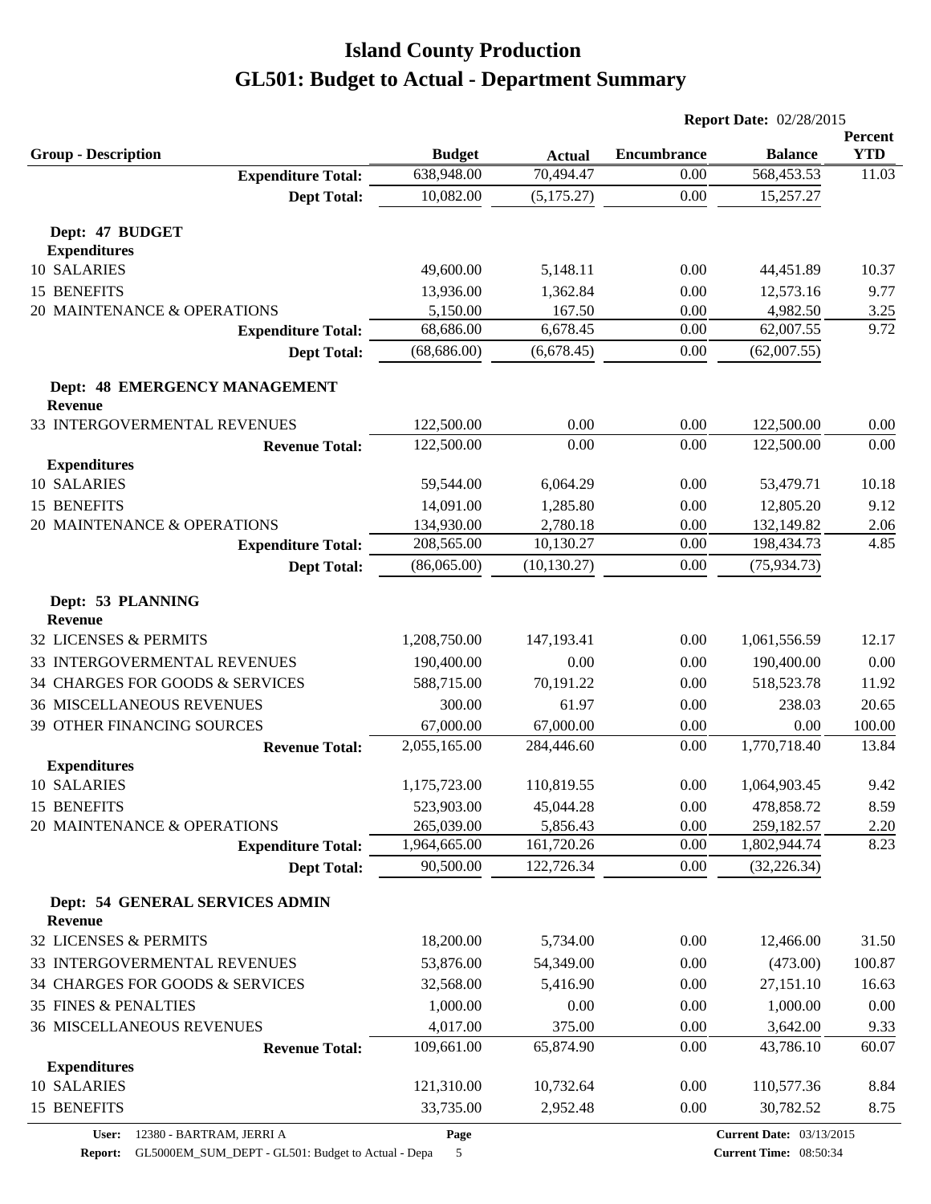# Island County Production
# GL501: Budget to Actual - Department Summary

**Report Date:** 02/28/2015

| Group - Description | Budget | Actual | Encumbrance | Balance | Percent YTD |
|---|---|---|---|---|---|
| **Expenditure Total:** | 638,948.00 | 70,494.47 | 0.00 | 568,453.53 | 11.03 |
| **Dept Total:** | 10,082.00 | (5,175.27) | 0.00 | 15,257.27 | |
| **Dept: 47 BUDGET** | | | | | |
| **Expenditures** | | | | | |
| 10 SALARIES | 49,600.00 | 5,148.11 | 0.00 | 44,451.89 | 10.37 |
| 15 BENEFITS | 13,936.00 | 1,362.84 | 0.00 | 12,573.16 | 9.77 |
| 20 MAINTENANCE & OPERATIONS | 5,150.00 | 167.50 | 0.00 | 4,982.50 | 3.25 |
| **Expenditure Total:** | 68,686.00 | 6,678.45 | 0.00 | 62,007.55 | 9.72 |
| **Dept Total:** | (68,686.00) | (6,678.45) | 0.00 | (62,007.55) | |
| **Dept: 48 EMERGENCY MANAGEMENT** | | | | | |
| **Revenue** | | | | | |
| 33 INTERGOVERMENTAL REVENUES | 122,500.00 | 0.00 | 0.00 | 122,500.00 | 0.00 |
| **Revenue Total:** | 122,500.00 | 0.00 | 0.00 | 122,500.00 | 0.00 |
| **Expenditures** | | | | | |
| 10 SALARIES | 59,544.00 | 6,064.29 | 0.00 | 53,479.71 | 10.18 |
| 15 BENEFITS | 14,091.00 | 1,285.80 | 0.00 | 12,805.20 | 9.12 |
| 20 MAINTENANCE & OPERATIONS | 134,930.00 | 2,780.18 | 0.00 | 132,149.82 | 2.06 |
| **Expenditure Total:** | 208,565.00 | 10,130.27 | 0.00 | 198,434.73 | 4.85 |
| **Dept Total:** | (86,065.00) | (10,130.27) | 0.00 | (75,934.73) | |
| **Dept: 53 PLANNING** | | | | | |
| **Revenue** | | | | | |
| 32 LICENSES & PERMITS | 1,208,750.00 | 147,193.41 | 0.00 | 1,061,556.59 | 12.17 |
| 33 INTERGOVERMENTAL REVENUES | 190,400.00 | 0.00 | 0.00 | 190,400.00 | 0.00 |
| 34 CHARGES FOR GOODS & SERVICES | 588,715.00 | 70,191.22 | 0.00 | 518,523.78 | 11.92 |
| 36 MISCELLANEOUS REVENUES | 300.00 | 61.97 | 0.00 | 238.03 | 20.65 |
| 39 OTHER FINANCING SOURCES | 67,000.00 | 67,000.00 | 0.00 | 0.00 | 100.00 |
| **Revenue Total:** | 2,055,165.00 | 284,446.60 | 0.00 | 1,770,718.40 | 13.84 |
| **Expenditures** | | | | | |
| 10 SALARIES | 1,175,723.00 | 110,819.55 | 0.00 | 1,064,903.45 | 9.42 |
| 15 BENEFITS | 523,903.00 | 45,044.28 | 0.00 | 478,858.72 | 8.59 |
| 20 MAINTENANCE & OPERATIONS | 265,039.00 | 5,856.43 | 0.00 | 259,182.57 | 2.20 |
| **Expenditure Total:** | 1,964,665.00 | 161,720.26 | 0.00 | 1,802,944.74 | 8.23 |
| **Dept Total:** | 90,500.00 | 122,726.34 | 0.00 | (32,226.34) | |
| **Dept: 54 GENERAL SERVICES ADMIN** | | | | | |
| **Revenue** | | | | | |
| 32 LICENSES & PERMITS | 18,200.00 | 5,734.00 | 0.00 | 12,466.00 | 31.50 |
| 33 INTERGOVERMENTAL REVENUES | 53,876.00 | 54,349.00 | 0.00 | (473.00) | 100.87 |
| 34 CHARGES FOR GOODS & SERVICES | 32,568.00 | 5,416.90 | 0.00 | 27,151.10 | 16.63 |
| 35 FINES & PENALTIES | 1,000.00 | 0.00 | 0.00 | 1,000.00 | 0.00 |
| 36 MISCELLANEOUS REVENUES | 4,017.00 | 375.00 | 0.00 | 3,642.00 | 9.33 |
| **Revenue Total:** | 109,661.00 | 65,874.90 | 0.00 | 43,786.10 | 60.07 |
| **Expenditures** | | | | | |
| 10 SALARIES | 121,310.00 | 10,732.64 | 0.00 | 110,577.36 | 8.84 |
| 15 BENEFITS | 33,735.00 | 2,952.48 | 0.00 | 30,782.52 | 8.75 |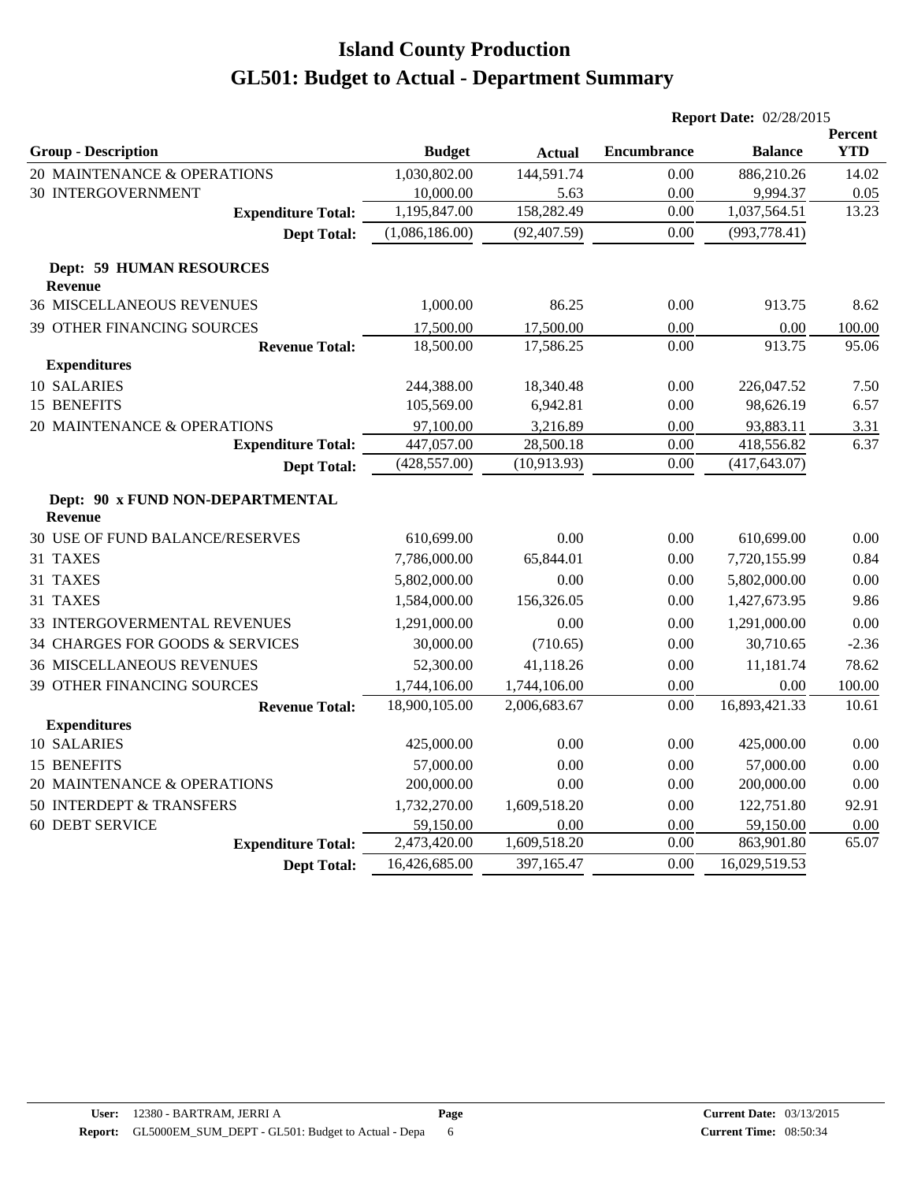# Island County Production
# GL501: Budget to Actual - Department Summary

**Report Date:** 02/28/2015

| Group - Description | Budget | Actual | Encumbrance | Balance | Percent YTD |
|---|---|---|---|---|---|
| 20 MAINTENANCE & OPERATIONS | 1,030,802.00 | 144,591.74 | 0.00 | 886,210.26 | 14.02 |
| 30 INTERGOVERNMENT | 10,000.00 | 5.63 | 0.00 | 9,994.37 | 0.05 |
| **Expenditure Total:** | 1,195,847.00 | 158,282.49 | 0.00 | 1,037,564.51 | 13.23 |
| **Dept Total:** | (1,086,186.00) | (92,407.59) | 0.00 | (993,778.41) | |
| **Dept: 59 HUMAN RESOURCES** | | | | | |
| **Revenue** | | | | | |
| 36 MISCELLANEOUS REVENUES | 1,000.00 | 86.25 | 0.00 | 913.75 | 8.62 |
| 39 OTHER FINANCING SOURCES | 17,500.00 | 17,500.00 | 0.00 | 0.00 | 100.00 |
| **Revenue Total:** | 18,500.00 | 17,586.25 | 0.00 | 913.75 | 95.06 |
| **Expenditures** | | | | | |
| 10 SALARIES | 244,388.00 | 18,340.48 | 0.00 | 226,047.52 | 7.50 |
| 15 BENEFITS | 105,569.00 | 6,942.81 | 0.00 | 98,626.19 | 6.57 |
| 20 MAINTENANCE & OPERATIONS | 97,100.00 | 3,216.89 | 0.00 | 93,883.11 | 3.31 |
| **Expenditure Total:** | 447,057.00 | 28,500.18 | 0.00 | 418,556.82 | 6.37 |
| **Dept Total:** | (428,557.00) | (10,913.93) | 0.00 | (417,643.07) | |
| **Dept: 90 x FUND NON-DEPARTMENTAL** | | | | | |
| **Revenue** | | | | | |
| 30 USE OF FUND BALANCE/RESERVES | 610,699.00 | 0.00 | 0.00 | 610,699.00 | 0.00 |
| 31 TAXES | 7,786,000.00 | 65,844.01 | 0.00 | 7,720,155.99 | 0.84 |
| 31 TAXES | 5,802,000.00 | 0.00 | 0.00 | 5,802,000.00 | 0.00 |
| 31 TAXES | 1,584,000.00 | 156,326.05 | 0.00 | 1,427,673.95 | 9.86 |
| 33 INTERGOVERMENTAL REVENUES | 1,291,000.00 | 0.00 | 0.00 | 1,291,000.00 | 0.00 |
| 34 CHARGES FOR GOODS & SERVICES | 30,000.00 | (710.65) | 0.00 | 30,710.65 | -2.36 |
| 36 MISCELLANEOUS REVENUES | 52,300.00 | 41,118.26 | 0.00 | 11,181.74 | 78.62 |
| 39 OTHER FINANCING SOURCES | 1,744,106.00 | 1,744,106.00 | 0.00 | 0.00 | 100.00 |
| **Revenue Total:** | 18,900,105.00 | 2,006,683.67 | 0.00 | 16,893,421.33 | 10.61 |
| **Expenditures** | | | | | |
| 10 SALARIES | 425,000.00 | 0.00 | 0.00 | 425,000.00 | 0.00 |
| 15 BENEFITS | 57,000.00 | 0.00 | 0.00 | 57,000.00 | 0.00 |
| 20 MAINTENANCE & OPERATIONS | 200,000.00 | 0.00 | 0.00 | 200,000.00 | 0.00 |
| 50 INTERDEPT & TRANSFERS | 1,732,270.00 | 1,609,518.20 | 0.00 | 122,751.80 | 92.91 |
| 60 DEBT SERVICE | 59,150.00 | 0.00 | 0.00 | 59,150.00 | 0.00 |
| **Expenditure Total:** | 2,473,420.00 | 1,609,518.20 | 0.00 | 863,901.80 | 65.07 |
| **Dept Total:** | 16,426,685.00 | 397,165.47 | 0.00 | 16,029,519.53 | |

**User:** 12380 - BARTRAM, JERRI A
**Report:** GL5000EM_SUM_DEPT - GL501: Budget to Actual - Depa
**Page** 6
**Current Date:** 03/13/2015
**Current Time:** 08:50:34